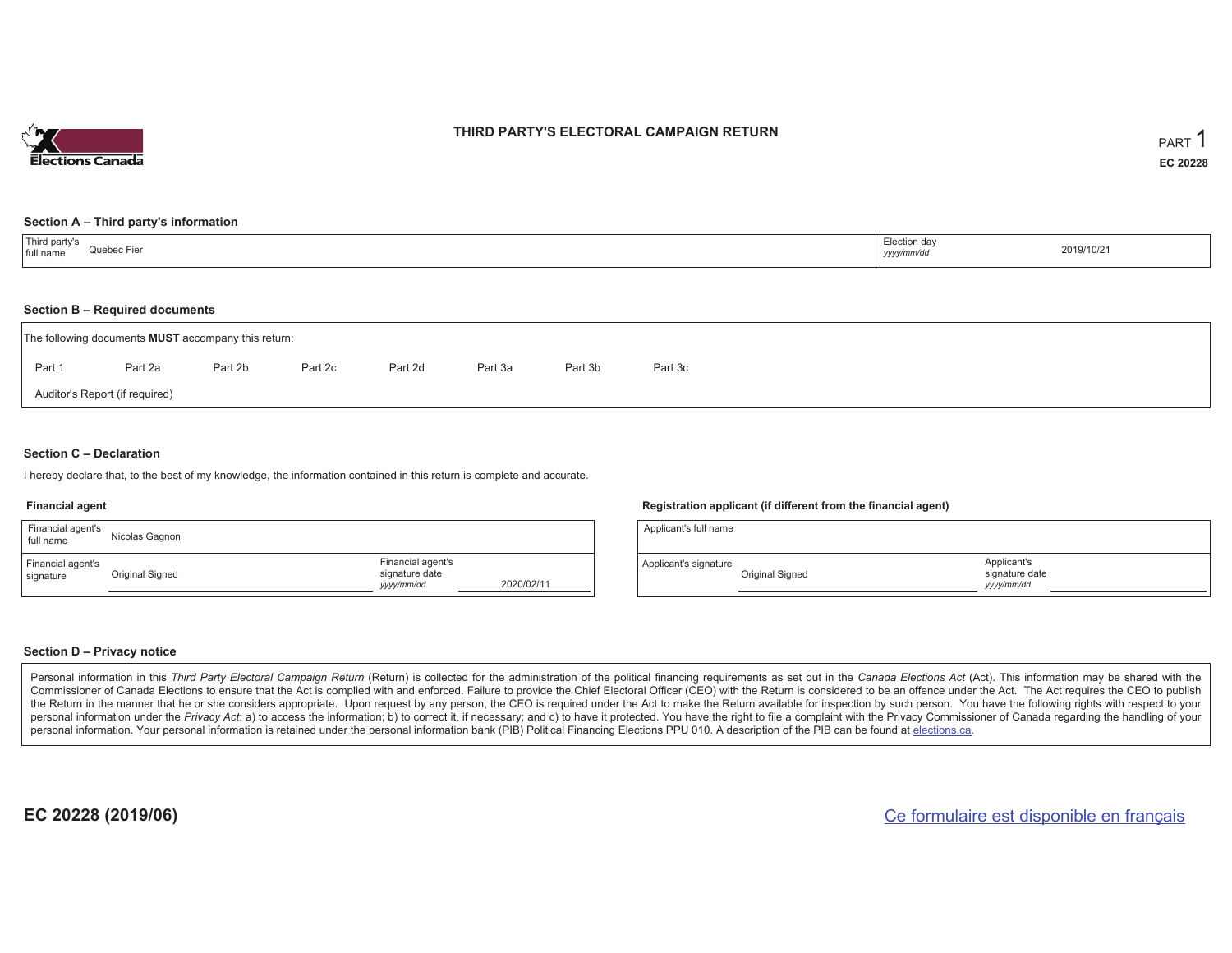Elections Canada

# THIRD PARTY'S ELECTORAL CAMPAIGN RETURN

PART 1

**EC 20228**

## Section A – Third party's information

| Third party's full name | Quebec Fier | Election day *yyyy/mm/dd* | 2019/10/21 |
|---|---|---|---|

## Section B – Required documents

The following documents **MUST** accompany this return:

Part 1 &nbsp;&nbsp; Part 2a &nbsp;&nbsp; Part 2b &nbsp;&nbsp; Part 2c &nbsp;&nbsp; Part 2d &nbsp;&nbsp; Part 3a &nbsp;&nbsp; Part 3b &nbsp;&nbsp; Part 3c

Auditor's Report (if required)

## Section C – Declaration

I hereby declare that, to the best of my knowledge, the information contained in this return is complete and accurate.

### Financial agent

| Financial agent's full name | Nicolas Gagnon | | |
|---|---|---|---|
| Financial agent's signature | Original Signed | Financial agent's signature date *yyyy/mm/dd* | 2020/02/11 |

### Registration applicant (if different from the financial agent)

| Applicant's full name | | | |
|---|---|---|---|
| Applicant's signature | Original Signed | Applicant's signature date *yyyy/mm/dd* | |

## Section D – Privacy notice

Personal information in this *Third Party Electoral Campaign Return* (Return) is collected for the administration of the political financing requirements as set out in the *Canada Elections Act* (Act). This information may be shared with the Commissioner of Canada Elections to ensure that the Act is complied with and enforced. Failure to provide the Chief Electoral Officer (CEO) with the Return is considered to be an offence under the Act. The Act requires the CEO to publish the Return in the manner that he or she considers appropriate. Upon request by any person, the CEO is required under the Act to make the Return available for inspection by such person. You have the following rights with respect to your personal information under the *Privacy Act*: a) to access the information; b) to correct it, if necessary; and c) to have it protected. You have the right to file a complaint with the Privacy Commissioner of Canada regarding the handling of your personal information. Your personal information is retained under the personal information bank (PIB) Political Financing Elections PPU 010. A description of the PIB can be found at elections.ca.

**EC 20228 (2019/06)**

Ce formulaire est disponible en français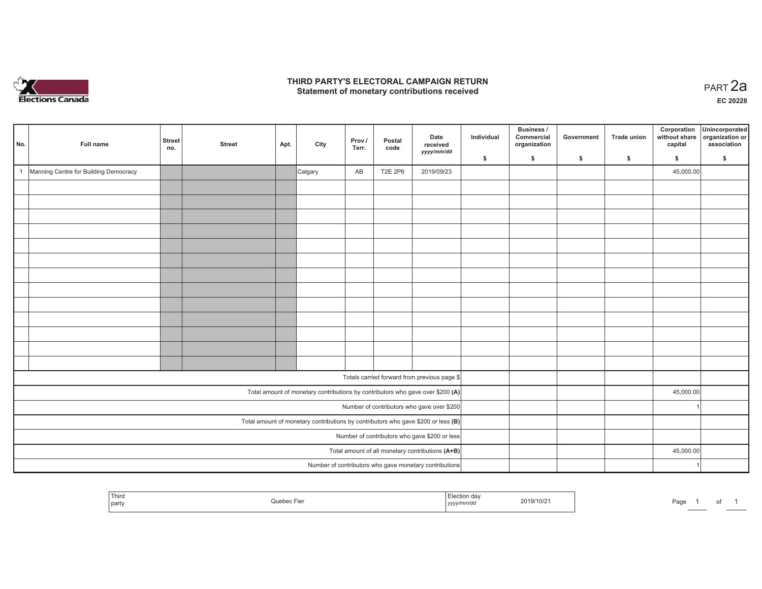# THIRD PARTY'S ELECTORAL CAMPAIGN RETURN
## Statement of monetary contributions received

PART 2a

EC 20228

| No. | Full name | Street no. | Street | Apt. | City | Prov./ Terr. | Postal code | Date received yyyy/mm/dd | Individual $ | Business / Commercial organization $ | Government $ | Trade union $ | Corporation without share capital $ | Unincorporated organization or association $ |
|---|---|---|---|---|---|---|---|---|---|---|---|---|---|---|
| 1 | Manning Centre for Building Democracy | | | | Calgary | AB | T2E 2P6 | 2019/09/23 | | | | | 45,000.00 | |
| | | | | | | | | | | | | | | |
| | | | | | | | | | | | | | | |
| | | | | | | | | | | | | | | |
| | | | | | | | | | | | | | | |
| | | | | | | | | | | | | | | |
| | | | | | | | | | | | | | | |
| | | | | | | | | | | | | | | |
| | | | | | | | | | | | | | | |
| | | | | | | | | | | | | | | |
| | | | | | | | | | | | | | | |
| | | | | | | | | | | | | | | |
| | | | | | | | | | | | | | | |
| | | | | | | | | | | | | | | |
| Totals carried forward from previous page $ | | | | | | | | | | | | | | |
| Total amount of monetary contributions by contributors who gave over $200 (A) | | | | | | | | | | | | | 45,000.00 | |
| Number of contributors who gave over $200 | | | | | | | | | | | | | 1 | |
| Total amount of monetary contributions by contributors who gave $200 or less (B) | | | | | | | | | | | | | | |
| Number of contributors who gave $200 or less | | | | | | | | | | | | | | |
| Total amount of all monetary contributions (A+B) | | | | | | | | | | | | | 45,000.00 | |
| Number of contributors who gave monetary contributions | | | | | | | | | | | | | 1 | |

| Third party | Quebec Fier | Election day yyyy/mm/dd | 2019/10/21 |
|---|---|---|---|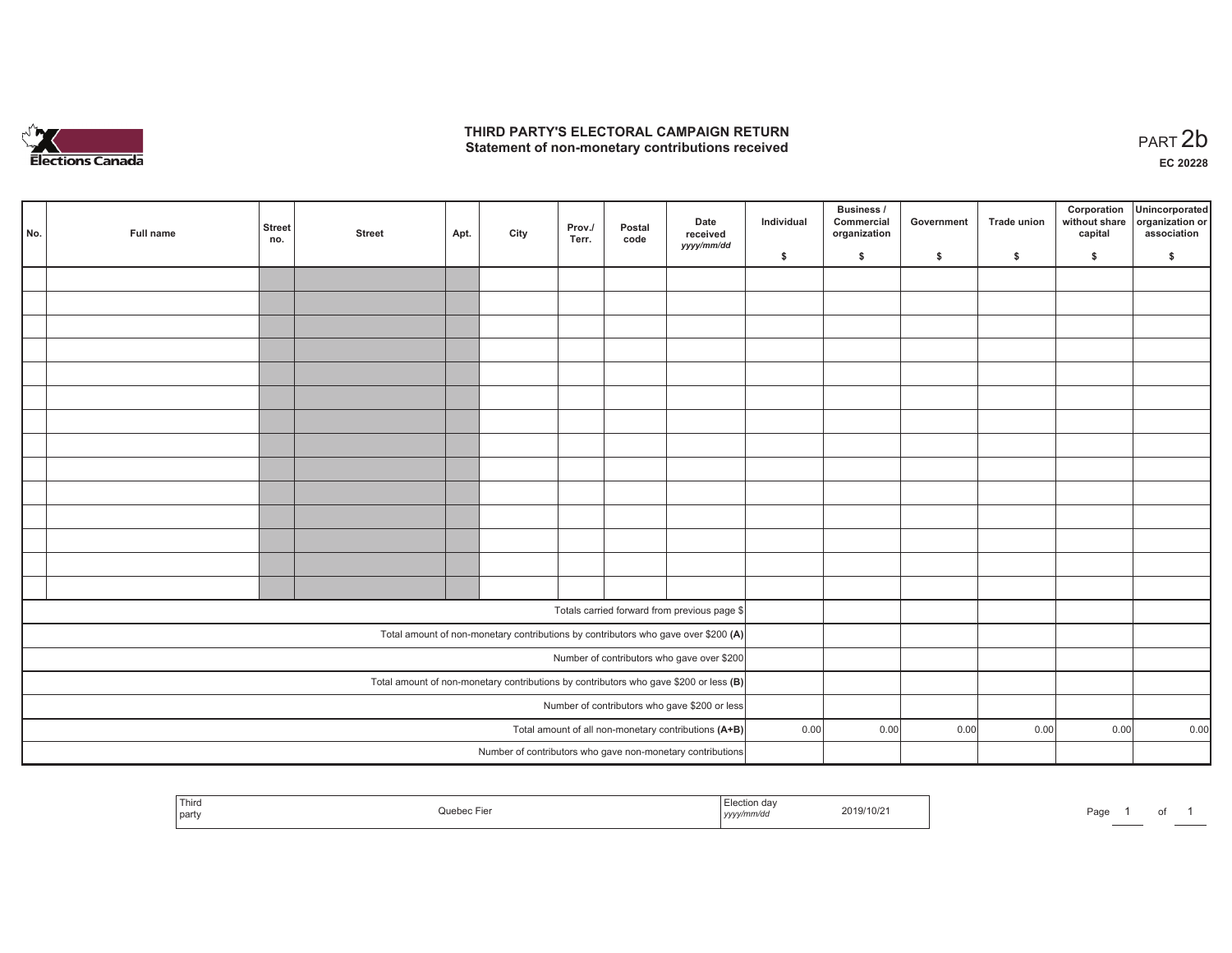# THIRD PARTY'S ELECTORAL CAMPAIGN RETURN
## Statement of non-monetary contributions received

PART 2b

**EC 20228**

| No. | Full name | Street no. | Street | Apt. | City | Prov./ Terr. | Postal code | Date received *yyyy/mm/dd* | Individual $ | Business / Commercial organization $ | Government $ | Trade union $ | Corporation without share capital $ | Unincorporated organization or association $ |
|---|---|---|---|---|---|---|---|---|---|---|---|---|---|---|
| | | | | | | | | | | | | | | |
| | | | | | | | | | | | | | | |
| | | | | | | | | | | | | | | |
| | | | | | | | | | | | | | | |
| | | | | | | | | | | | | | | |
| | | | | | | | | | | | | | | |
| | | | | | | | | | | | | | | |
| | | | | | | | | | | | | | | |
| | | | | | | | | | | | | | | |
| | | | | | | | | | | | | | | |
| | | | | | | | | | | | | | | |
| | | | | | | | | | | | | | | |
| | | | | | | | | | | | | | | |
| | | | | | | | | | | | | | | |
| Totals carried forward from previous page $ | | | | | | | | | | | | | | |
| Total amount of non-monetary contributions by contributors who gave over $200 **(A)** | | | | | | | | | | | | | | |
| Number of contributors who gave over $200 | | | | | | | | | | | | | | |
| Total amount of non-monetary contributions by contributors who gave $200 or less **(B)** | | | | | | | | | | | | | | |
| Number of contributors who gave $200 or less | | | | | | | | | | | | | | |
| Total amount of all non-monetary contributions **(A+B)** | | | | | | | | | 0.00 | 0.00 | 0.00 | 0.00 | 0.00 | 0.00 |
| Number of contributors who gave non-monetary contributions | | | | | | | | | | | | | | |

| Third party | Quebec Fier | Election day *yyyy/mm/dd* | 2019/10/21 |
|---|---|---|---|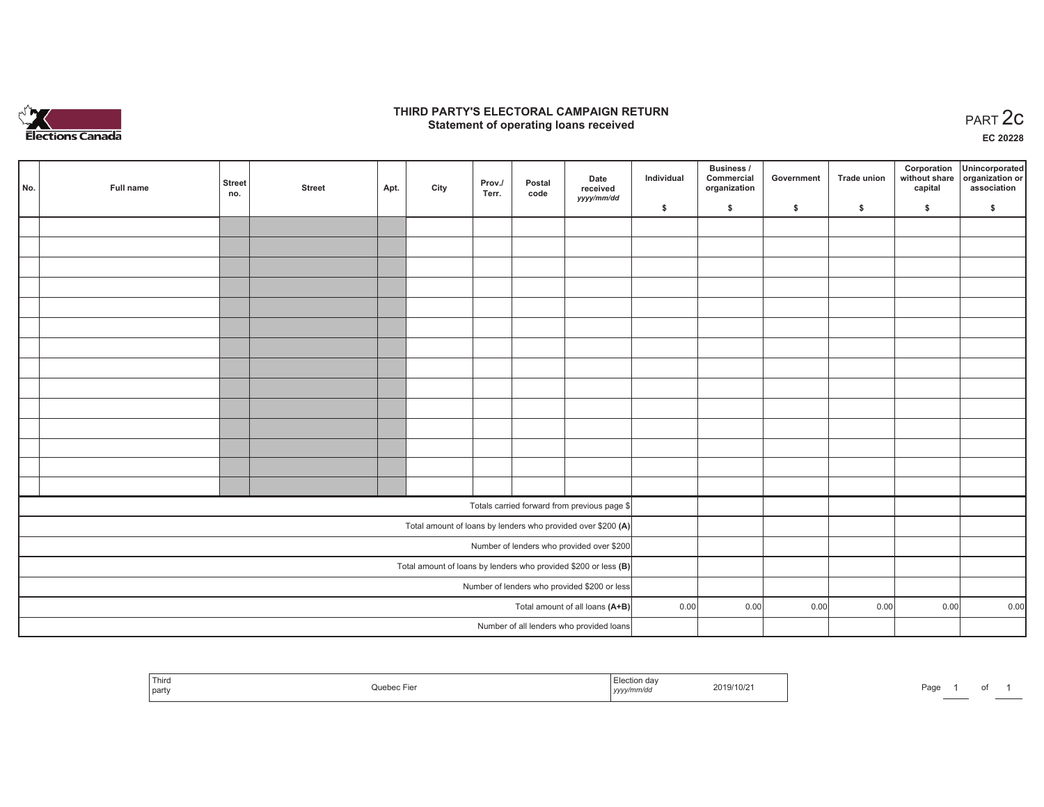# THIRD PARTY'S ELECTORAL CAMPAIGN RETURN

## Statement of operating loans received

PART 2c

EC 20228

| No. | Full name | Street no. | Street | Apt. | City | Prov./ Terr. | Postal code | Date received *yyyy/mm/dd* | Individual $ | Business / Commercial organization $ | Government $ | Trade union $ | Corporation without share capital $ | Unincorporated organization or association $ |
|---|---|---|---|---|---|---|---|---|---|---|---|---|---|---|
| | | | | | | | | | | | | | | |
| | | | | | | | | | | | | | | |
| | | | | | | | | | | | | | | |
| | | | | | | | | | | | | | | |
| | | | | | | | | | | | | | | |
| | | | | | | | | | | | | | | |
| | | | | | | | | | | | | | | |
| | | | | | | | | | | | | | | |
| | | | | | | | | | | | | | | |
| | | | | | | | | | | | | | | |
| | | | | | | | | | | | | | | |
| | | | | | | | | | | | | | | |
| | | | | | | | | | | | | | | |
| | | | | | | | | | | | | | | |
| Totals carried forward from previous page $ | | | | | | | | | | | | | | |
| Total amount of loans by lenders who provided over $200 **(A)** | | | | | | | | | | | | | | |
| Number of lenders who provided over $200 | | | | | | | | | | | | | | |
| Total amount of loans by lenders who provided $200 or less **(B)** | | | | | | | | | | | | | | |
| Number of lenders who provided $200 or less | | | | | | | | | | | | | | |
| Total amount of all loans **(A+B)** | | | | | | | | | 0.00 | 0.00 | 0.00 | 0.00 | 0.00 | 0.00 |
| Number of all lenders who provided loans | | | | | | | | | | | | | | |

| Third party | Quebec Fier | Election day *yyyy/mm/dd* | 2019/10/21 |
|---|---|---|---|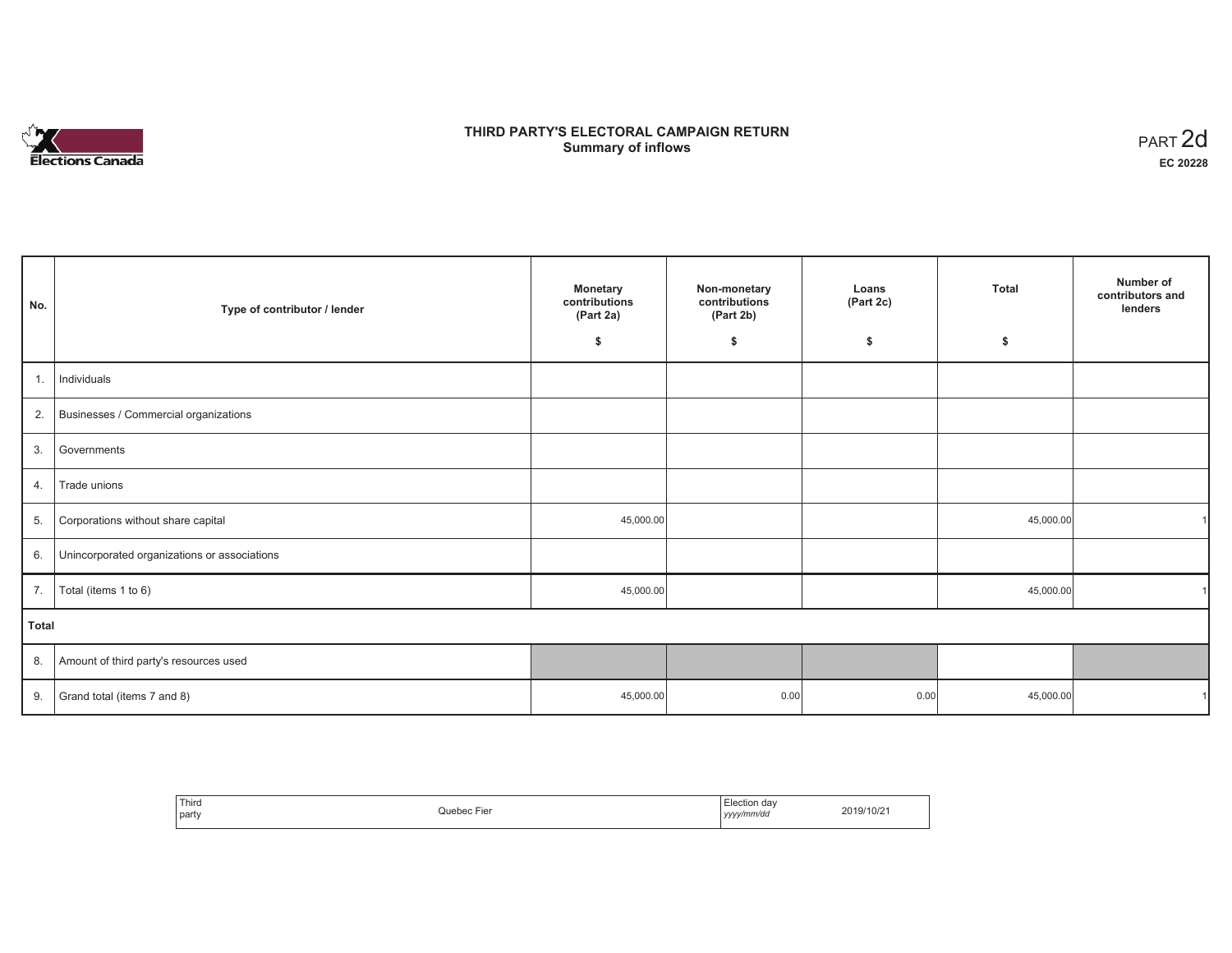Elections Canada

# THIRD PARTY'S ELECTORAL CAMPAIGN RETURN
## Summary of inflows

PART 2d
**EC 20228**

| No. | Type of contributor / lender | Monetary contributions (Part 2a) $ | Non-monetary contributions (Part 2b) $ | Loans (Part 2c) $ | Total $ | Number of contributors and lenders |
|---|---|---|---|---|---|---|
| 1. | Individuals | | | | | |
| 2. | Businesses / Commercial organizations | | | | | |
| 3. | Governments | | | | | |
| 4. | Trade unions | | | | | |
| 5. | Corporations without share capital | 45,000.00 | | | 45,000.00 | 1 |
| 6. | Unincorporated organizations or associations | | | | | |
| 7. | Total (items 1 to 6) | 45,000.00 | | | 45,000.00 | 1 |
| **Total** | | | | | | |
| 8. | Amount of third party's resources used | | | | | |
| 9. | Grand total (items 7 and 8) | 45,000.00 | 0.00 | 0.00 | 45,000.00 | 1 |

| Third party | Quebec Fier | Election day *yyyy/mm/dd* | 2019/10/21 |
|---|---|---|---|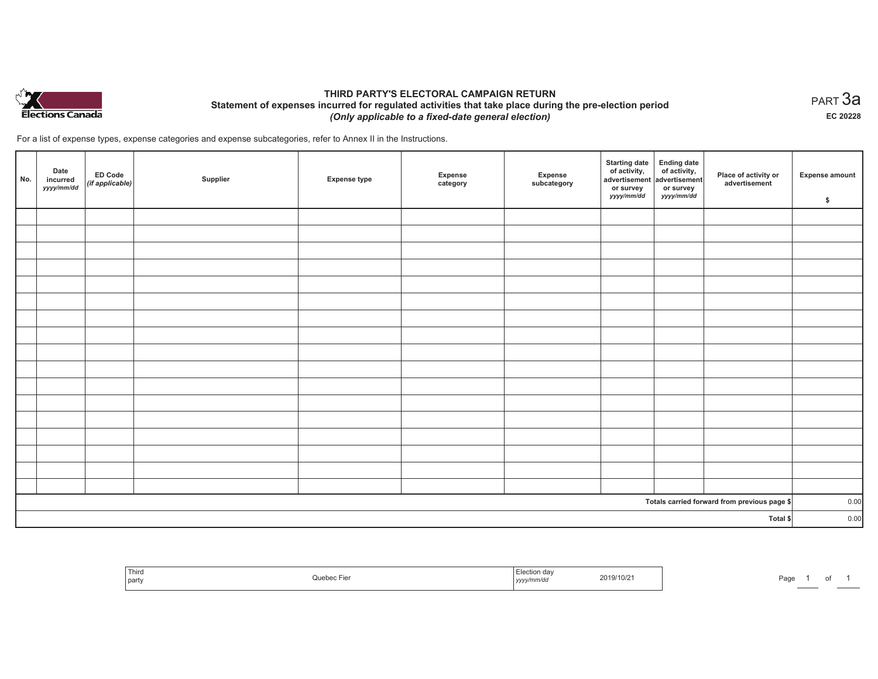# THIRD PARTY'S ELECTORAL CAMPAIGN RETURN

## Statement of expenses incurred for regulated activities that take place during the pre-election period

*(Only applicable to a fixed-date general election)*

PART 3a

EC 20228

For a list of expense types, expense categories and expense subcategories, refer to Annex II in the Instructions.

| No. | Date incurred *yyyy/mm/dd* | ED Code *(if applicable)* | Supplier | Expense type | Expense category | Expense subcategory | Starting date of activity, advertisement or survey *yyyy/mm/dd* | Ending date of activity, advertisement or survey *yyyy/mm/dd* | Place of activity or advertisement | Expense amount $ |
|---|---|---|---|---|---|---|---|---|---|---|
| | | | | | | | | | | |
| | | | | | | | | | | |
| | | | | | | | | | | |
| | | | | | | | | | | |
| | | | | | | | | | | |
| | | | | | | | | | | |
| | | | | | | | | | | |
| | | | | | | | | | | |
| | | | | | | | | | | |
| | | | | | | | | | | |
| | | | | | | | | | | |
| | | | | | | | | | | |
| | | | | | | | | | | |
| | | | | | | | | | | |
| | | | | | | | | | | |
| | | | | | | | | | | |
| | | | | | | | | | | |
| | | | | | | | | | Totals carried forward from previous page $ | 0.00 |
| | | | | | | | | | Total $ | 0.00 |

| Third party | Quebec Fier | Election day *yyyy/mm/dd* | 2019/10/21 |
|---|---|---|---|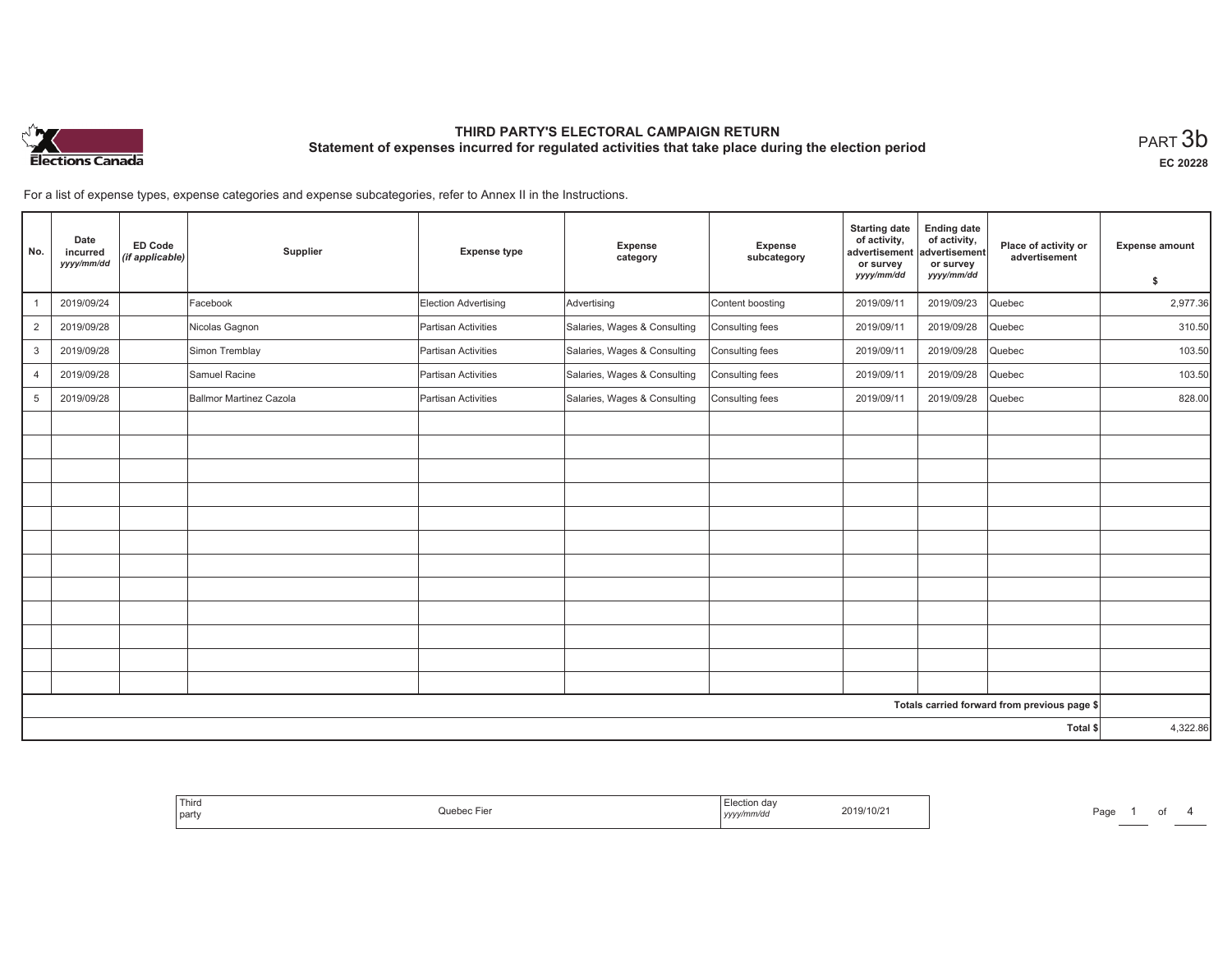# THIRD PARTY'S ELECTORAL CAMPAIGN RETURN

## Statement of expenses incurred for regulated activities that take place during the election period

PART 3b

EC 20228

For a list of expense types, expense categories and expense subcategories, refer to Annex II in the Instructions.

| No. | Date incurred *yyyy/mm/dd* | ED Code *(if applicable)* | Supplier | Expense type | Expense category | Expense subcategory | Starting date of activity, advertisement or survey *yyyy/mm/dd* | Ending date of activity, advertisement or survey *yyyy/mm/dd* | Place of activity or advertisement | Expense amount $ |
|---|---|---|---|---|---|---|---|---|---|---|
| 1 | 2019/09/24 | | Facebook | Election Advertising | Advertising | Content boosting | 2019/09/11 | 2019/09/23 | Quebec | 2,977.36 |
| 2 | 2019/09/28 | | Nicolas Gagnon | Partisan Activities | Salaries, Wages & Consulting | Consulting fees | 2019/09/11 | 2019/09/28 | Quebec | 310.50 |
| 3 | 2019/09/28 | | Simon Tremblay | Partisan Activities | Salaries, Wages & Consulting | Consulting fees | 2019/09/11 | 2019/09/28 | Quebec | 103.50 |
| 4 | 2019/09/28 | | Samuel Racine | Partisan Activities | Salaries, Wages & Consulting | Consulting fees | 2019/09/11 | 2019/09/28 | Quebec | 103.50 |
| 5 | 2019/09/28 | | Ballmor Martinez Cazola | Partisan Activities | Salaries, Wages & Consulting | Consulting fees | 2019/09/11 | 2019/09/28 | Quebec | 828.00 |
| | | | | | | | | | | |
| | | | | | | | | | | |
| | | | | | | | | | | |
| | | | | | | | | | | |
| | | | | | | | | | | |
| | | | | | | | | | | |
| | | | | | | | | | | |
| | | | | | | | | | | |
| | | | | | | | | | | |
| | | | | | | | | | | |
| | | | | | | | | | | |
| | | | | | | | | | | |
| Totals carried forward from previous page $ | | | | | | | | | | |
| Total $ | | | | | | | | | | 4,322.86 |

| Third party | Quebec Fier | Election day *yyyy/mm/dd* | 2019/10/21 |
|---|---|---|---|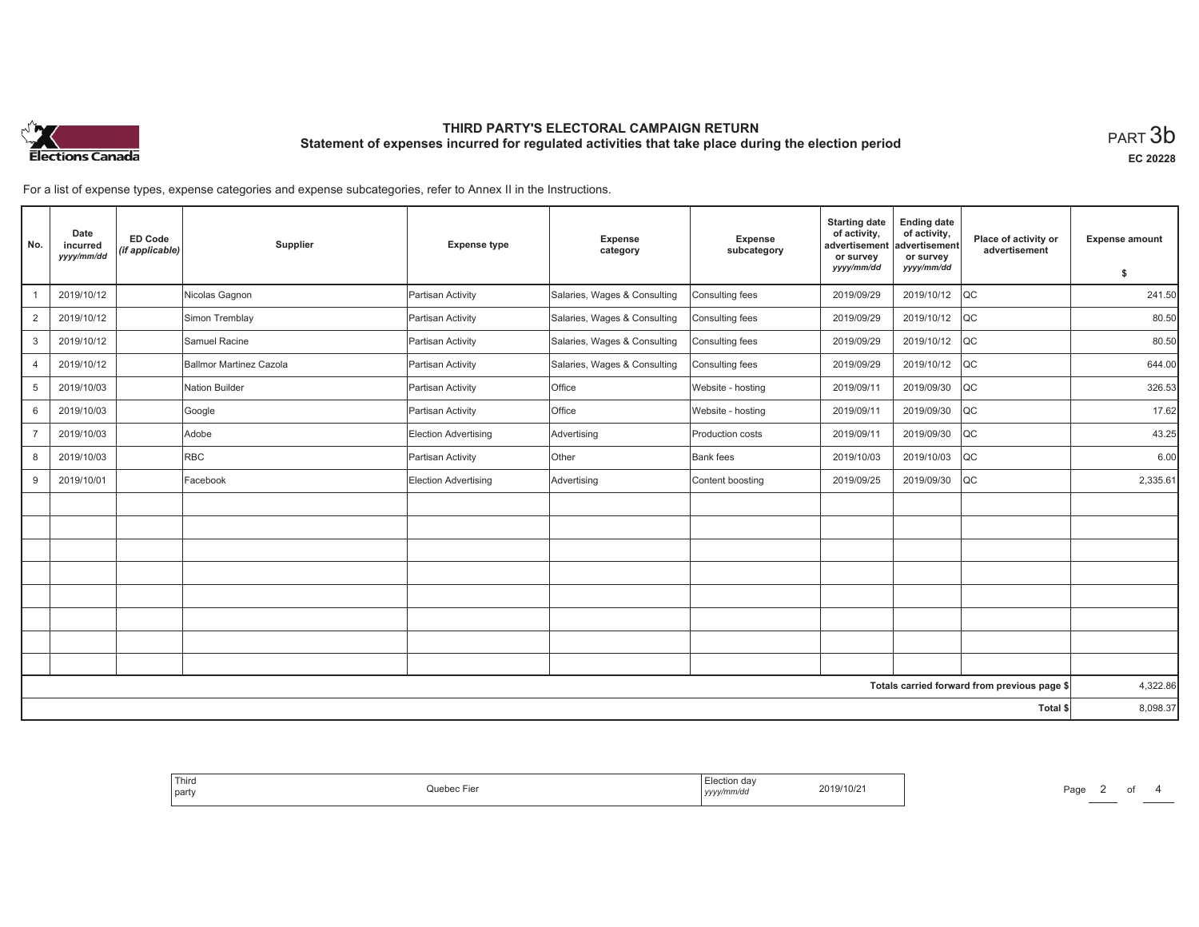# THIRD PARTY'S ELECTORAL CAMPAIGN RETURN

## Statement of expenses incurred for regulated activities that take place during the election period

PART 3b

EC 20228

For a list of expense types, expense categories and expense subcategories, refer to Annex II in the Instructions.

| No. | Date incurred *yyyy/mm/dd* | ED Code *(if applicable)* | Supplier | Expense type | Expense category | Expense subcategory | Starting date of activity, advertisement or survey *yyyy/mm/dd* | Ending date of activity, advertisement or survey *yyyy/mm/dd* | Place of activity or advertisement | Expense amount $ |
|---|---|---|---|---|---|---|---|---|---|---|
| 1 | 2019/10/12 | | Nicolas Gagnon | Partisan Activity | Salaries, Wages & Consulting | Consulting fees | 2019/09/29 | 2019/10/12 | QC | 241.50 |
| 2 | 2019/10/12 | | Simon Tremblay | Partisan Activity | Salaries, Wages & Consulting | Consulting fees | 2019/09/29 | 2019/10/12 | QC | 80.50 |
| 3 | 2019/10/12 | | Samuel Racine | Partisan Activity | Salaries, Wages & Consulting | Consulting fees | 2019/09/29 | 2019/10/12 | QC | 80.50 |
| 4 | 2019/10/12 | | Ballmor Martinez Cazola | Partisan Activity | Salaries, Wages & Consulting | Consulting fees | 2019/09/29 | 2019/10/12 | QC | 644.00 |
| 5 | 2019/10/03 | | Nation Builder | Partisan Activity | Office | Website - hosting | 2019/09/11 | 2019/09/30 | QC | 326.53 |
| 6 | 2019/10/03 | | Google | Partisan Activity | Office | Website - hosting | 2019/09/11 | 2019/09/30 | QC | 17.62 |
| 7 | 2019/10/03 | | Adobe | Election Advertising | Advertising | Production costs | 2019/09/11 | 2019/09/30 | QC | 43.25 |
| 8 | 2019/10/03 | | RBC | Partisan Activity | Other | Bank fees | 2019/10/03 | 2019/10/03 | QC | 6.00 |
| 9 | 2019/10/01 | | Facebook | Election Advertising | Advertising | Content boosting | 2019/09/25 | 2019/09/30 | QC | 2,335.61 |
| | | | | | | | | | **Totals carried forward from previous page $** | 4,322.86 |
| | | | | | | | | | **Total $** | 8,098.37 |

Third party: Quebec Fier

Election day *yyyy/mm/dd*: 2019/10/21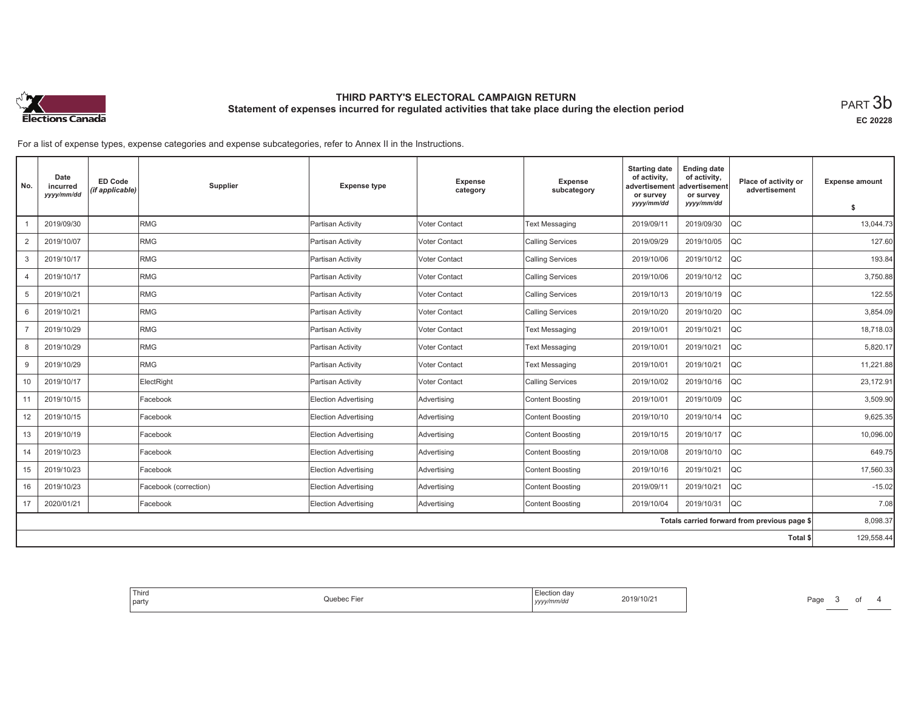# THIRD PARTY'S ELECTORAL CAMPAIGN RETURN

## Statement of expenses incurred for regulated activities that take place during the election period

PART 3b

EC 20228

For a list of expense types, expense categories and expense subcategories, refer to Annex II in the Instructions.

| No. | Date incurred *yyyy/mm/dd* | ED Code *(if applicable)* | Supplier | Expense type | Expense category | Expense subcategory | Starting date of activity, advertisement or survey *yyyy/mm/dd* | Ending date of activity, advertisement or survey *yyyy/mm/dd* | Place of activity or advertisement | Expense amount $ |
|---|---|---|---|---|---|---|---|---|---|---|
| 1 | 2019/09/30 | | RMG | Partisan Activity | Voter Contact | Text Messaging | 2019/09/11 | 2019/09/30 | QC | 13,044.73 |
| 2 | 2019/10/07 | | RMG | Partisan Activity | Voter Contact | Calling Services | 2019/09/29 | 2019/10/05 | QC | 127.60 |
| 3 | 2019/10/17 | | RMG | Partisan Activity | Voter Contact | Calling Services | 2019/10/06 | 2019/10/12 | QC | 193.84 |
| 4 | 2019/10/17 | | RMG | Partisan Activity | Voter Contact | Calling Services | 2019/10/06 | 2019/10/12 | QC | 3,750.88 |
| 5 | 2019/10/21 | | RMG | Partisan Activity | Voter Contact | Calling Services | 2019/10/13 | 2019/10/19 | QC | 122.55 |
| 6 | 2019/10/21 | | RMG | Partisan Activity | Voter Contact | Calling Services | 2019/10/20 | 2019/10/20 | QC | 3,854.09 |
| 7 | 2019/10/29 | | RMG | Partisan Activity | Voter Contact | Text Messaging | 2019/10/01 | 2019/10/21 | QC | 18,718.03 |
| 8 | 2019/10/29 | | RMG | Partisan Activity | Voter Contact | Text Messaging | 2019/10/01 | 2019/10/21 | QC | 5,820.17 |
| 9 | 2019/10/29 | | RMG | Partisan Activity | Voter Contact | Text Messaging | 2019/10/01 | 2019/10/21 | QC | 11,221.88 |
| 10 | 2019/10/17 | | ElectRight | Partisan Activity | Voter Contact | Calling Services | 2019/10/02 | 2019/10/16 | QC | 23,172.91 |
| 11 | 2019/10/15 | | Facebook | Election Advertising | Advertising | Content Boosting | 2019/10/01 | 2019/10/09 | QC | 3,509.90 |
| 12 | 2019/10/15 | | Facebook | Election Advertising | Advertising | Content Boosting | 2019/10/10 | 2019/10/14 | QC | 9,625.35 |
| 13 | 2019/10/19 | | Facebook | Election Advertising | Advertising | Content Boosting | 2019/10/15 | 2019/10/17 | QC | 10,096.00 |
| 14 | 2019/10/23 | | Facebook | Election Advertising | Advertising | Content Boosting | 2019/10/08 | 2019/10/10 | QC | 649.75 |
| 15 | 2019/10/23 | | Facebook | Election Advertising | Advertising | Content Boosting | 2019/10/16 | 2019/10/21 | QC | 17,560.33 |
| 16 | 2019/10/23 | | Facebook (correction) | Election Advertising | Advertising | Content Boosting | 2019/09/11 | 2019/10/21 | QC | -15.02 |
| 17 | 2020/01/21 | | Facebook | Election Advertising | Advertising | Content Boosting | 2019/10/04 | 2019/10/31 | QC | 7.08 |
| | | | | | | | | | Totals carried forward from previous page $ | 8,098.37 |
| | | | | | | | | | Total $ | 129,558.44 |

Third party: Quebec Fier

Election day *yyyy/mm/dd*: 2019/10/21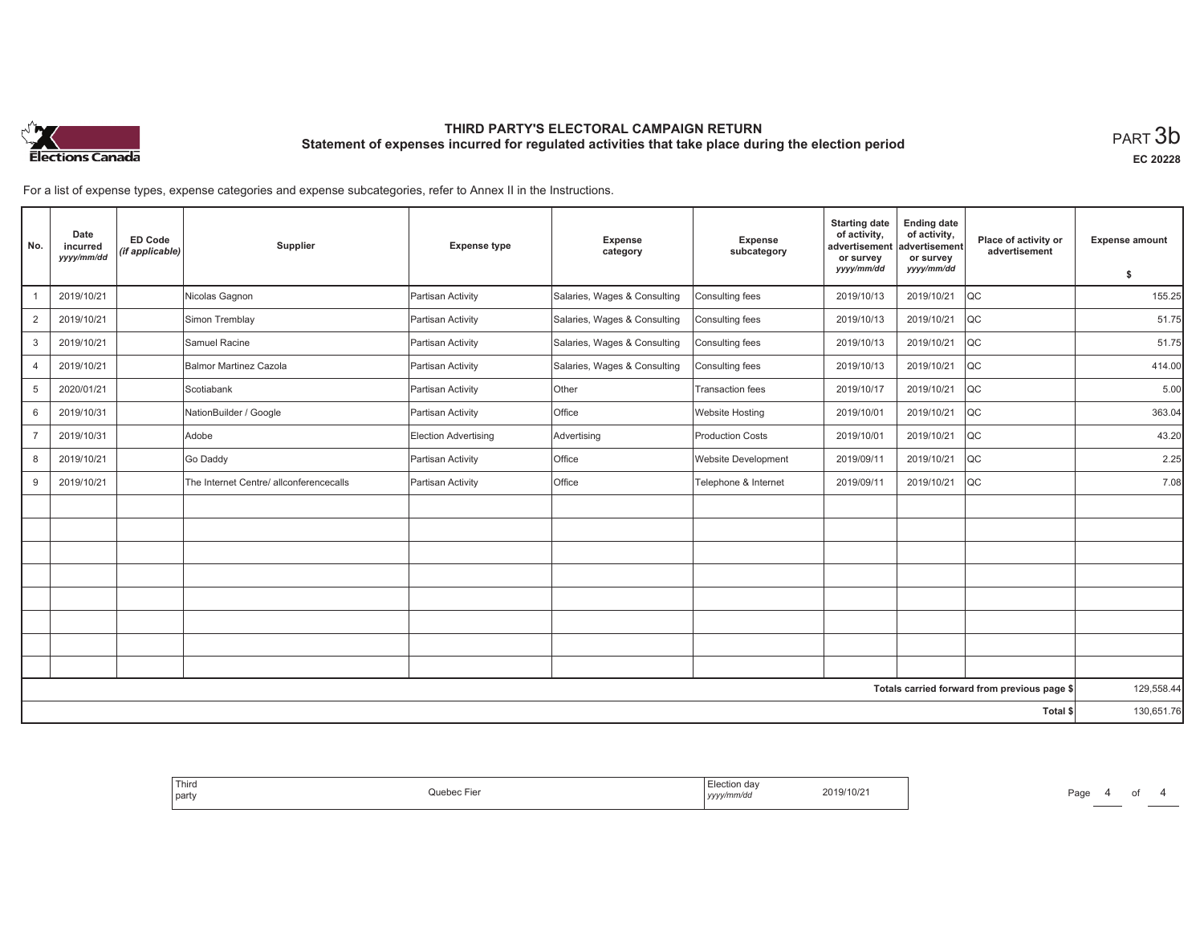# THIRD PARTY'S ELECTORAL CAMPAIGN RETURN

## Statement of expenses incurred for regulated activities that take place during the election period

PART 3b

EC 20228

For a list of expense types, expense categories and expense subcategories, refer to Annex II in the Instructions.

| No. | Date incurred *yyyy/mm/dd* | ED Code *(if applicable)* | Supplier | Expense type | Expense category | Expense subcategory | Starting date of activity, advertisement or survey *yyyy/mm/dd* | Ending date of activity, advertisement or survey *yyyy/mm/dd* | Place of activity or advertisement | Expense amount $ |
|---|---|---|---|---|---|---|---|---|---|---|
| 1 | 2019/10/21 | | Nicolas Gagnon | Partisan Activity | Salaries, Wages & Consulting | Consulting fees | 2019/10/13 | 2019/10/21 | QC | 155.25 |
| 2 | 2019/10/21 | | Simon Tremblay | Partisan Activity | Salaries, Wages & Consulting | Consulting fees | 2019/10/13 | 2019/10/21 | QC | 51.75 |
| 3 | 2019/10/21 | | Samuel Racine | Partisan Activity | Salaries, Wages & Consulting | Consulting fees | 2019/10/13 | 2019/10/21 | QC | 51.75 |
| 4 | 2019/10/21 | | Balmor Martinez Cazola | Partisan Activity | Salaries, Wages & Consulting | Consulting fees | 2019/10/13 | 2019/10/21 | QC | 414.00 |
| 5 | 2020/01/21 | | Scotiabank | Partisan Activity | Other | Transaction fees | 2019/10/17 | 2019/10/21 | QC | 5.00 |
| 6 | 2019/10/31 | | NationBuilder / Google | Partisan Activity | Office | Website Hosting | 2019/10/01 | 2019/10/21 | QC | 363.04 |
| 7 | 2019/10/31 | | Adobe | Election Advertising | Advertising | Production Costs | 2019/10/01 | 2019/10/21 | QC | 43.20 |
| 8 | 2019/10/21 | | Go Daddy | Partisan Activity | Office | Website Development | 2019/09/11 | 2019/10/21 | QC | 2.25 |
| 9 | 2019/10/21 | | The Internet Centre/ allconferencecalls | Partisan Activity | Office | Telephone & Internet | 2019/09/11 | 2019/10/21 | QC | 7.08 |
| | | | | | | | | | | |
| | | | | | | | | | **Totals carried forward from previous page $** | 129,558.44 |
| | | | | | | | | | **Total $** | 130,651.76 |

| Third party | Quebec Fier | Election day *yyyy/mm/dd* | 2019/10/21 |
|---|---|---|---|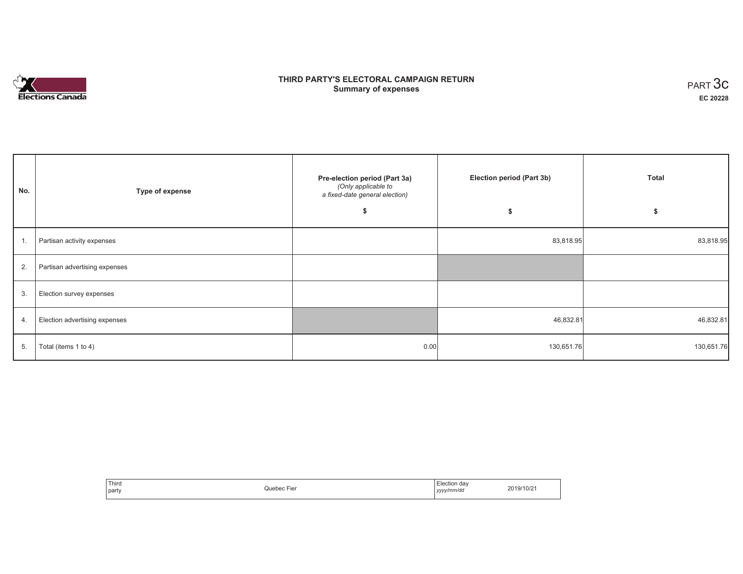# THIRD PARTY'S ELECTORAL CAMPAIGN RETURN
## Summary of expenses

PART 3c
**EC 20228**

| No. | Type of expense | Pre-election period (Part 3a) *(Only applicable to a fixed-date general election)* $ | Election period (Part 3b) $ | Total $ |
|---|---|---|---|---|
| 1. | Partisan activity expenses | | 83,818.95 | 83,818.95 |
| 2. | Partisan advertising expenses | | | |
| 3. | Election survey expenses | | | |
| 4. | Election advertising expenses | | 46,832.81 | 46,832.81 |
| 5. | Total (items 1 to 4) | 0.00 | 130,651.76 | 130,651.76 |

| | | | |
|---|---|---|---|
| Third party | Quebec Fier | Election day *yyyy/mm/dd* | 2019/10/21 |